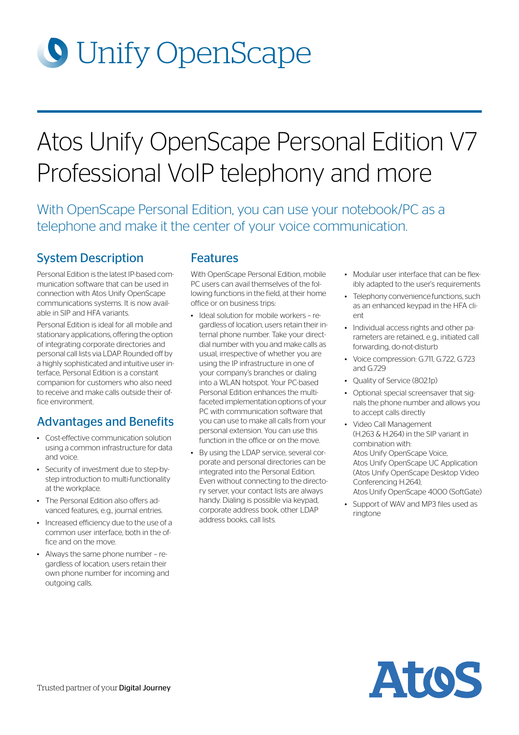# Unify OpenScape

# Atos Unify OpenScape Personal Edition V7 Professional VoIP telephony and more

With OpenScape Personal Edition, you can use your notebook/PC as a telephone and make it the center of your voice communication.

## System Description

Personal Edition is the latest IP-based communication software that can be used in connection with Atos Unify OpenScape communications systems. It is now available in SIP and HFA variants.

Personal Edition is ideal for all mobile and stationary applications, offering the option of integrating corporate directories and personal call lists via LDAP. Rounded off by a highly sophisticated and intuitive user interface, Personal Edition is a constant companion for customers who also need to receive and make calls outside their office environment.

## Advantages and Benefits

- Cost-effective communication solution using a common infrastructure for data and voice.
- Security of investment due to step-by-step introduction to multi-functionality at the workplace.
- The Personal Edition also offers advanced features, e.g., journal entries.
- Increased efficiency due to the use of a common user interface, both in the office and on the move.
- Always the same phone number – regardless of location, users retain their own phone number for incoming and outgoing calls.

## Features

With OpenScape Personal Edition, mobile PC users can avail themselves of the following functions in the field, at their home office or on business trips:

- Ideal solution for mobile workers – regardless of location, users retain their internal phone number. Take your direct-dial number with you and make calls as usual, irrespective of whether you are using the IP infrastructure in one of your company's branches or dialing into a WLAN hotspot. Your PC-based Personal Edition enhances the multi-faceted implementation options of your PC with communication software that you can use to make all calls from your personal extension. You can use this function in the office or on the move.
- By using the LDAP service, several corporate and personal directories can be integrated into the Personal Edition. Even without connecting to the directory server, your contact lists are always handy. Dialing is possible via keypad, corporate address book, other LDAP address books, call lists.
- Modular user interface that can be flexibly adapted to the user's requirements
- Telephony convenience functions, such as an enhanced keypad in the HFA client
- Individual access rights and other parameters are retained, e.g., initiated call forwarding, do-not-disturb
- Voice compression: G.711, G.722, G.723 and G.729
- Quality of Service (802.1p)
- Optional: special screensaver that signals the phone number and allows you to accept calls directly
- Video Call Management (H.263 & H.264) in the SIP variant in combination with:
  Atos Unify OpenScape Voice,
  Atos Unify OpenScape UC Application (Atos Unify OpenScape Desktop Video Conferencing H.264),
  Atos Unify OpenScape 4000 (SoftGate)
- Support of WAV and MP3 files used as ringtone

Trusted partner of your Digital Journey

Atos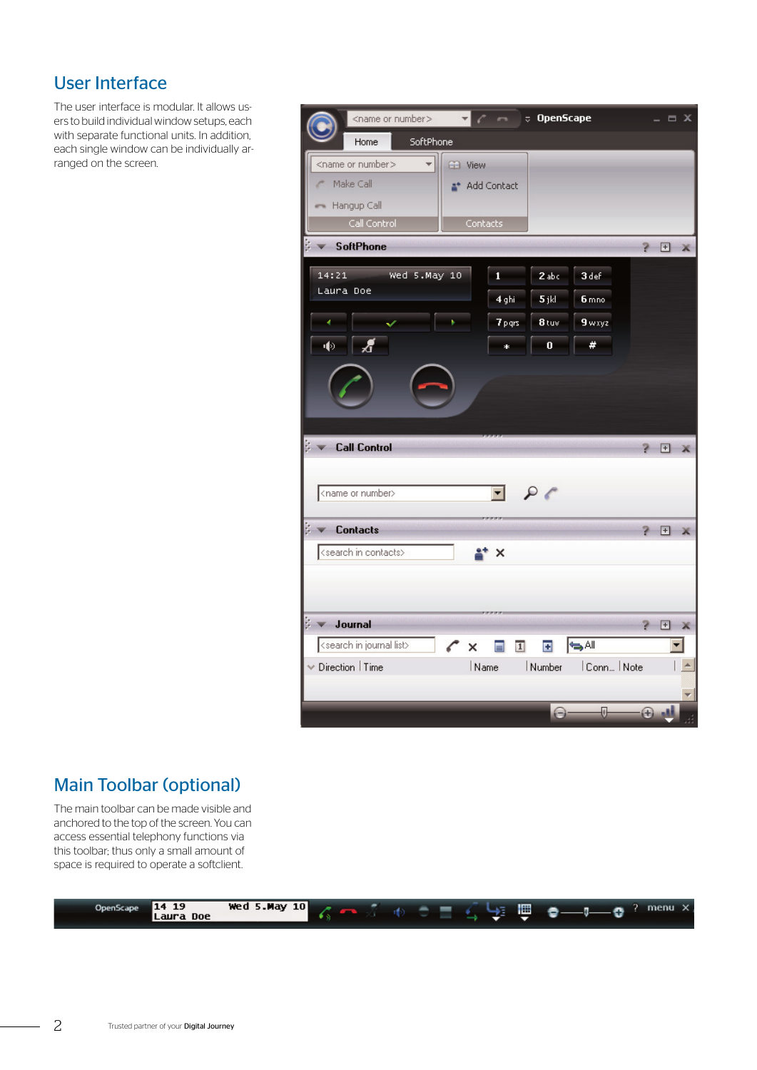## User Interface

The user interface is modular. It allows users to build individual window setups, each with separate functional units. In addition, each single window can be individually arranged on the screen.

## Main Toolbar (optional)

The main toolbar can be made visible and anchored to the top of the screen. You can access essential telephony functions via this toolbar; thus only a small amount of space is required to operate a softclient.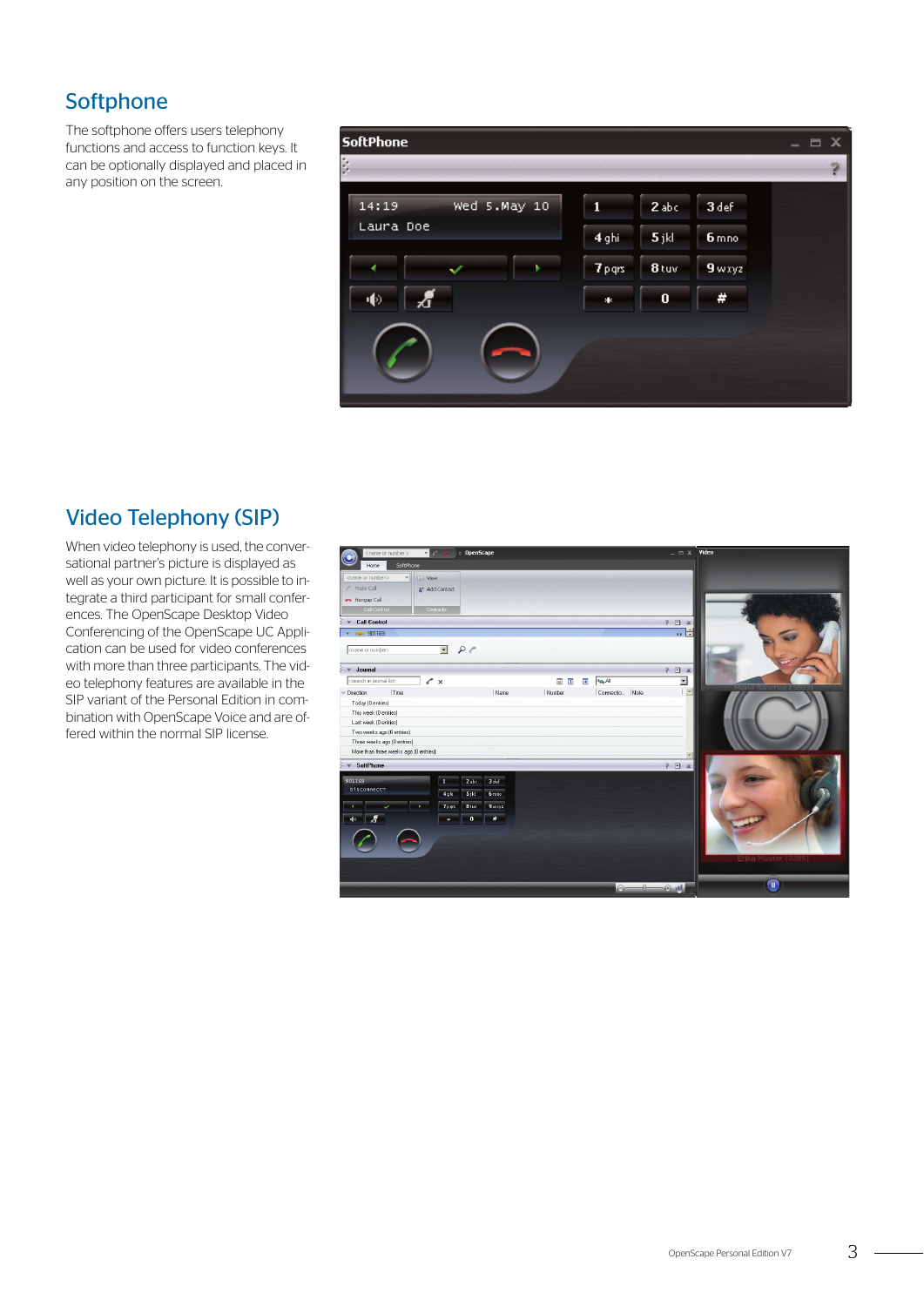## Softphone

The softphone offers users telephony functions and access to function keys. It can be optionally displayed and placed in any position on the screen.

## Video Telephony (SIP)

When video telephony is used, the conversational partner's picture is displayed as well as your own picture. It is possible to integrate a third participant for small conferences. The OpenScape Desktop Video Conferencing of the OpenScape UC Application can be used for video conferences with more than three participants. The video telephony features are available in the SIP variant of the Personal Edition in combination with OpenScape Voice and are offered within the normal SIP license.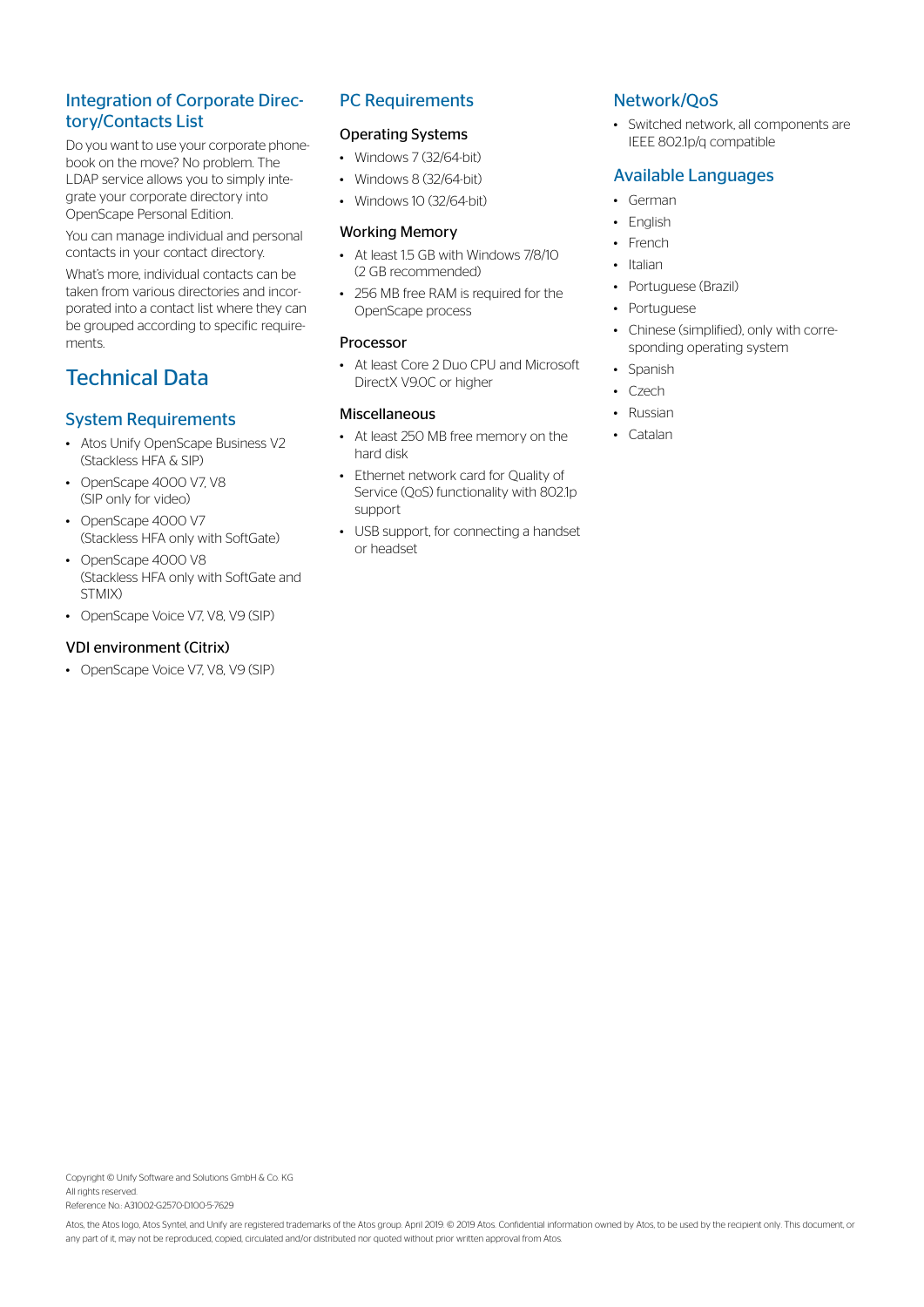## Integration of Corporate Directory/Contacts List

Do you want to use your corporate phonebook on the move? No problem. The LDAP service allows you to simply integrate your corporate directory into OpenScape Personal Edition.

You can manage individual and personal contacts in your contact directory.

What's more, individual contacts can be taken from various directories and incorporated into a contact list where they can be grouped according to specific requirements.

# Technical Data

## System Requirements

- Atos Unify OpenScape Business V2 (Stackless HFA & SIP)
- OpenScape 4000 V7, V8 (SIP only for video)
- OpenScape 4000 V7 (Stackless HFA only with SoftGate)
- OpenScape 4000 V8 (Stackless HFA only with SoftGate and STMIX)
- OpenScape Voice V7, V8, V9 (SIP)

### VDI environment (Citrix)

- OpenScape Voice V7, V8, V9 (SIP)

## PC Requirements

### Operating Systems

- Windows 7 (32/64-bit)
- Windows 8 (32/64-bit)
- Windows 10 (32/64-bit)

### Working Memory

- At least 1.5 GB with Windows 7/8/10 (2 GB recommended)
- 256 MB free RAM is required for the OpenScape process

### Processor

- At least Core 2 Duo CPU and Microsoft DirectX V9.0C or higher

### Miscellaneous

- At least 250 MB free memory on the hard disk
- Ethernet network card for Quality of Service (QoS) functionality with 802.1p support
- USB support, for connecting a handset or headset

## Network/QoS

- Switched network, all components are IEEE 802.1p/q compatible

## Available Languages

- German
- English
- French
- Italian
- Portuguese (Brazil)
- Portuguese
- Chinese (simplified), only with corresponding operating system
- Spanish
- Czech
- Russian
- Catalan

Copyright © Unify Software and Solutions GmbH & Co. KG
All rights reserved.
Reference No.: A31002-G2570-D100-5-7629

Atos, the Atos logo, Atos Syntel, and Unify are registered trademarks of the Atos group. April 2019. © 2019 Atos. Confidential information owned by Atos, to be used by the recipient only. This document, or any part of it, may not be reproduced, copied, circulated and/or distributed nor quoted without prior written approval from Atos.